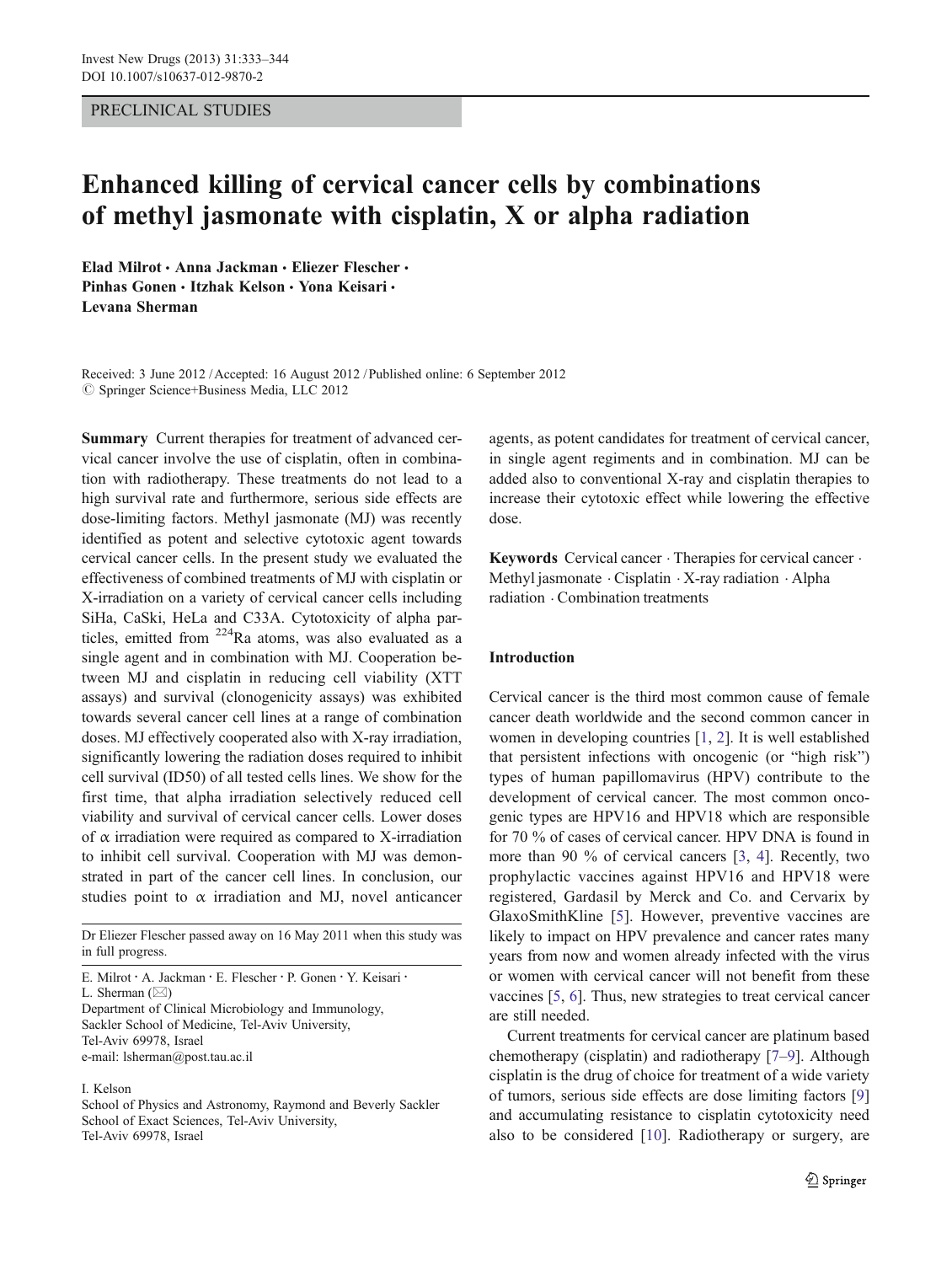PRECLINICAL STUDIES

# Enhanced killing of cervical cancer cells by combinations of methyl jasmonate with cisplatin, X or alpha radiation

Elad Milrot · Anna Jackman · Eliezer Flescher · Pinhas Gonen · Itzhak Kelson · Yona Keisari · Levana Sherman

Received: 3 June 2012 / Accepted: 16 August 2012 / Published online: 6 September 2012
© Springer Science+Business Media, LLC 2012

**Summary** Current therapies for treatment of advanced cervical cancer involve the use of cisplatin, often in combination with radiotherapy. These treatments do not lead to a high survival rate and furthermore, serious side effects are dose-limiting factors. Methyl jasmonate (MJ) was recently identified as potent and selective cytotoxic agent towards cervical cancer cells. In the present study we evaluated the effectiveness of combined treatments of MJ with cisplatin or X-irradiation on a variety of cervical cancer cells including SiHa, CaSki, HeLa and C33A. Cytotoxicity of alpha particles, emitted from $^{224}$Ra atoms, was also evaluated as a single agent and in combination with MJ. Cooperation between MJ and cisplatin in reducing cell viability (XTT assays) and survival (clonogenicity assays) was exhibited towards several cancer cell lines at a range of combination doses. MJ effectively cooperated also with X-ray irradiation, significantly lowering the radiation doses required to inhibit cell survival (ID50) of all tested cells lines. We show for the first time, that alpha irradiation selectively reduced cell viability and survival of cervical cancer cells. Lower doses of α irradiation were required as compared to X-irradiation to inhibit cell survival. Cooperation with MJ was demonstrated in part of the cancer cell lines. In conclusion, our studies point to α irradiation and MJ, novel anticancer agents, as potent candidates for treatment of cervical cancer, in single agent regiments and in combination. MJ can be added also to conventional X-ray and cisplatin therapies to increase their cytotoxic effect while lowering the effective dose.

**Keywords** Cervical cancer · Therapies for cervical cancer · Methyl jasmonate · Cisplatin · X-ray radiation · Alpha radiation · Combination treatments

Dr Eliezer Flescher passed away on 16 May 2011 when this study was in full progress.

E. Milrot · A. Jackman · E. Flescher · P. Gonen · Y. Keisari · L. Sherman (✉)
Department of Clinical Microbiology and Immunology, Sackler School of Medicine, Tel-Aviv University, Tel-Aviv 69978, Israel
e-mail: lsherman@post.tau.ac.il

I. Kelson
School of Physics and Astronomy, Raymond and Beverly Sackler School of Exact Sciences, Tel-Aviv University, Tel-Aviv 69978, Israel

## Introduction

Cervical cancer is the third most common cause of female cancer death worldwide and the second common cancer in women in developing countries [1, 2]. It is well established that persistent infections with oncogenic (or "high risk") types of human papillomavirus (HPV) contribute to the development of cervical cancer. The most common oncogenic types are HPV16 and HPV18 which are responsible for 70 % of cases of cervical cancer. HPV DNA is found in more than 90 % of cervical cancers [3, 4]. Recently, two prophylactic vaccines against HPV16 and HPV18 were registered, Gardasil by Merck and Co. and Cervarix by GlaxoSmithKline [5]. However, preventive vaccines are likely to impact on HPV prevalence and cancer rates many years from now and women already infected with the virus or women with cervical cancer will not benefit from these vaccines [5, 6]. Thus, new strategies to treat cervical cancer are still needed.

Current treatments for cervical cancer are platinum based chemotherapy (cisplatin) and radiotherapy [7–9]. Although cisplatin is the drug of choice for treatment of a wide variety of tumors, serious side effects are dose limiting factors [9] and accumulating resistance to cisplatin cytotoxicity need also to be considered [10]. Radiotherapy or surgery, are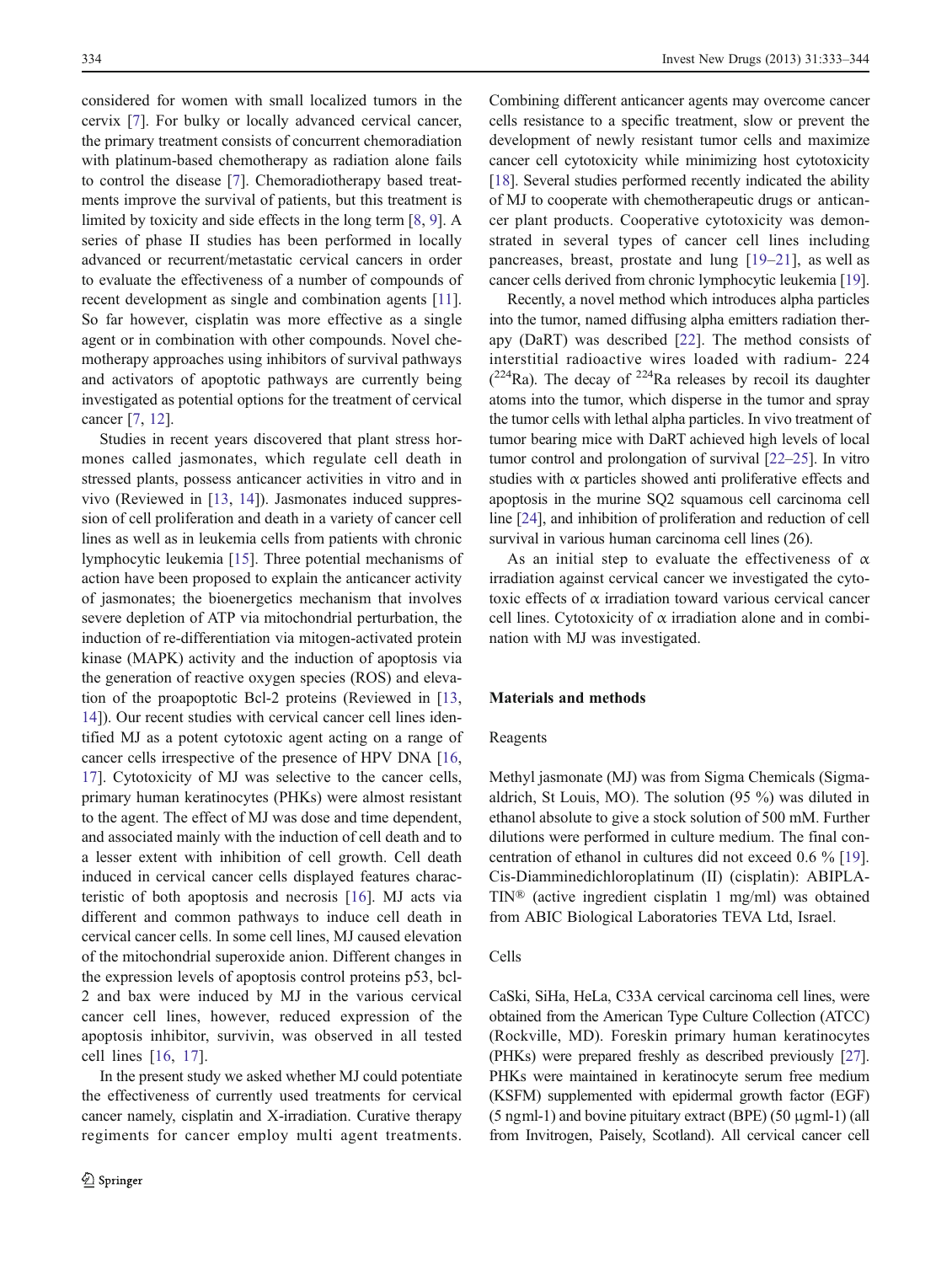considered for women with small localized tumors in the cervix [7]. For bulky or locally advanced cervical cancer, the primary treatment consists of concurrent chemoradiation with platinum-based chemotherapy as radiation alone fails to control the disease [7]. Chemoradiotherapy based treatments improve the survival of patients, but this treatment is limited by toxicity and side effects in the long term [8, 9]. A series of phase II studies has been performed in locally advanced or recurrent/metastatic cervical cancers in order to evaluate the effectiveness of a number of compounds of recent development as single and combination agents [11]. So far however, cisplatin was more effective as a single agent or in combination with other compounds. Novel chemotherapy approaches using inhibitors of survival pathways and activators of apoptotic pathways are currently being investigated as potential options for the treatment of cervical cancer [7, 12].

Studies in recent years discovered that plant stress hormones called jasmonates, which regulate cell death in stressed plants, possess anticancer activities in vitro and in vivo (Reviewed in [13, 14]). Jasmonates induced suppression of cell proliferation and death in a variety of cancer cell lines as well as in leukemia cells from patients with chronic lymphocytic leukemia [15]. Three potential mechanisms of action have been proposed to explain the anticancer activity of jasmonates; the bioenergetics mechanism that involves severe depletion of ATP via mitochondrial perturbation, the induction of re-differentiation via mitogen-activated protein kinase (MAPK) activity and the induction of apoptosis via the generation of reactive oxygen species (ROS) and elevation of the proapoptotic Bcl-2 proteins (Reviewed in [13, 14]). Our recent studies with cervical cancer cell lines identified MJ as a potent cytotoxic agent acting on a range of cancer cells irrespective of the presence of HPV DNA [16, 17]. Cytotoxicity of MJ was selective to the cancer cells, primary human keratinocytes (PHKs) were almost resistant to the agent. The effect of MJ was dose and time dependent, and associated mainly with the induction of cell death and to a lesser extent with inhibition of cell growth. Cell death induced in cervical cancer cells displayed features characteristic of both apoptosis and necrosis [16]. MJ acts via different and common pathways to induce cell death in cervical cancer cells. In some cell lines, MJ caused elevation of the mitochondrial superoxide anion. Different changes in the expression levels of apoptosis control proteins p53, bcl-2 and bax were induced by MJ in the various cervical cancer cell lines, however, reduced expression of the apoptosis inhibitor, survivin, was observed in all tested cell lines [16, 17].

In the present study we asked whether MJ could potentiate the effectiveness of currently used treatments for cervical cancer namely, cisplatin and X-irradiation. Curative therapy regiments for cancer employ multi agent treatments. Combining different anticancer agents may overcome cancer cells resistance to a specific treatment, slow or prevent the development of newly resistant tumor cells and maximize cancer cell cytotoxicity while minimizing host cytotoxicity [18]. Several studies performed recently indicated the ability of MJ to cooperate with chemotherapeutic drugs or anticancer plant products. Cooperative cytotoxicity was demonstrated in several types of cancer cell lines including pancreases, breast, prostate and lung [19–21], as well as cancer cells derived from chronic lymphocytic leukemia [19].

Recently, a novel method which introduces alpha particles into the tumor, named diffusing alpha emitters radiation therapy (DaRT) was described [22]. The method consists of interstitial radioactive wires loaded with radium- 224 ($^{224}$Ra). The decay of $^{224}$Ra releases by recoil its daughter atoms into the tumor, which disperse in the tumor and spray the tumor cells with lethal alpha particles. In vivo treatment of tumor bearing mice with DaRT achieved high levels of local tumor control and prolongation of survival [22–25]. In vitro studies with $\alpha$ particles showed anti proliferative effects and apoptosis in the murine SQ2 squamous cell carcinoma cell line [24], and inhibition of proliferation and reduction of cell survival in various human carcinoma cell lines (26).

As an initial step to evaluate the effectiveness of $\alpha$ irradiation against cervical cancer we investigated the cytotoxic effects of $\alpha$ irradiation toward various cervical cancer cell lines. Cytotoxicity of $\alpha$ irradiation alone and in combination with MJ was investigated.

## Materials and methods

### Reagents

Methyl jasmonate (MJ) was from Sigma Chemicals (Sigma-aldrich, St Louis, MO). The solution (95 %) was diluted in ethanol absolute to give a stock solution of 500 mM. Further dilutions were performed in culture medium. The final concentration of ethanol in cultures did not exceed 0.6 % [19]. Cis-Diamminedichloroplatinum (II) (cisplatin): ABIPLATIN® (active ingredient cisplatin 1 mg/ml) was obtained from ABIC Biological Laboratories TEVA Ltd, Israel.

### Cells

CaSki, SiHa, HeLa, C33A cervical carcinoma cell lines, were obtained from the American Type Culture Collection (ATCC) (Rockville, MD). Foreskin primary human keratinocytes (PHKs) were prepared freshly as described previously [27]. PHKs were maintained in keratinocyte serum free medium (KSFM) supplemented with epidermal growth factor (EGF) (5 ngml-1) and bovine pituitary extract (BPE) (50 μgml-1) (all from Invitrogen, Paisely, Scotland). All cervical cancer cell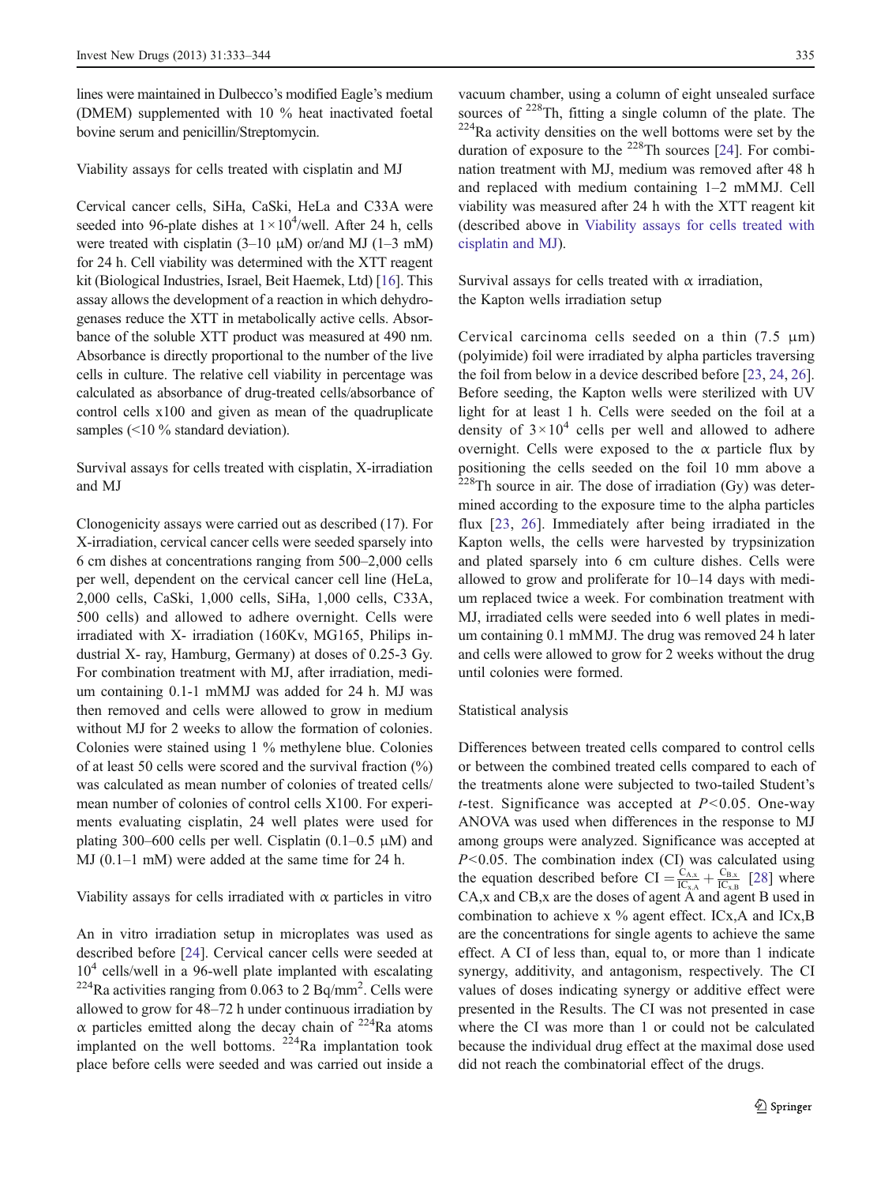lines were maintained in Dulbecco's modified Eagle's medium (DMEM) supplemented with 10 % heat inactivated foetal bovine serum and penicillin/Streptomycin.

### Viability assays for cells treated with cisplatin and MJ

Cervical cancer cells, SiHa, CaSki, HeLa and C33A were seeded into 96-plate dishes at $1\times10^4$/well. After 24 h, cells were treated with cisplatin (3–10 μM) or/and MJ (1–3 mM) for 24 h. Cell viability was determined with the XTT reagent kit (Biological Industries, Israel, Beit Haemek, Ltd) [16]. This assay allows the development of a reaction in which dehydrogenases reduce the XTT in metabolically active cells. Absorbance of the soluble XTT product was measured at 490 nm. Absorbance is directly proportional to the number of the live cells in culture. The relative cell viability in percentage was calculated as absorbance of drug-treated cells/absorbance of control cells x100 and given as mean of the quadruplicate samples (<10 % standard deviation).

### Survival assays for cells treated with cisplatin, X-irradiation and MJ

Clonogenicity assays were carried out as described (17). For X-irradiation, cervical cancer cells were seeded sparsely into 6 cm dishes at concentrations ranging from 500–2,000 cells per well, dependent on the cervical cancer cell line (HeLa, 2,000 cells, CaSki, 1,000 cells, SiHa, 1,000 cells, C33A, 500 cells) and allowed to adhere overnight. Cells were irradiated with X- irradiation (160Kv, MG165, Philips industrial X- ray, Hamburg, Germany) at doses of 0.25-3 Gy. For combination treatment with MJ, after irradiation, medium containing 0.1-1 mMMJ was added for 24 h. MJ was then removed and cells were allowed to grow in medium without MJ for 2 weeks to allow the formation of colonies. Colonies were stained using 1 % methylene blue. Colonies of at least 50 cells were scored and the survival fraction (%) was calculated as mean number of colonies of treated cells/ mean number of colonies of control cells X100. For experiments evaluating cisplatin, 24 well plates were used for plating 300–600 cells per well. Cisplatin (0.1–0.5 μM) and MJ (0.1–1 mM) were added at the same time for 24 h.

### Viability assays for cells irradiated with α particles in vitro

An in vitro irradiation setup in microplates was used as described before [24]. Cervical cancer cells were seeded at $10^4$ cells/well in a 96-well plate implanted with escalating $^{224}$Ra activities ranging from 0.063 to 2 Bq/mm$^2$. Cells were allowed to grow for 48–72 h under continuous irradiation by α particles emitted along the decay chain of $^{224}$Ra atoms implanted on the well bottoms. $^{224}$Ra implantation took place before cells were seeded and was carried out inside a vacuum chamber, using a column of eight unsealed surface sources of $^{228}$Th, fitting a single column of the plate. The $^{224}$Ra activity densities on the well bottoms were set by the duration of exposure to the $^{228}$Th sources [24]. For combination treatment with MJ, medium was removed after 48 h and replaced with medium containing 1–2 mMMJ. Cell viability was measured after 24 h with the XTT reagent kit (described above in Viability assays for cells treated with cisplatin and MJ).

### Survival assays for cells treated with α irradiation, the Kapton wells irradiation setup

Cervical carcinoma cells seeded on a thin (7.5 μm) (polyimide) foil were irradiated by alpha particles traversing the foil from below in a device described before [23, 24, 26]. Before seeding, the Kapton wells were sterilized with UV light for at least 1 h. Cells were seeded on the foil at a density of $3\times10^4$ cells per well and allowed to adhere overnight. Cells were exposed to the α particle flux by positioning the cells seeded on the foil 10 mm above a $^{228}$Th source in air. The dose of irradiation (Gy) was determined according to the exposure time to the alpha particles flux [23, 26]. Immediately after being irradiated in the Kapton wells, the cells were harvested by trypsinization and plated sparsely into 6 cm culture dishes. Cells were allowed to grow and proliferate for 10–14 days with medium replaced twice a week. For combination treatment with MJ, irradiated cells were seeded into 6 well plates in medium containing 0.1 mMMJ. The drug was removed 24 h later and cells were allowed to grow for 2 weeks without the drug until colonies were formed.

### Statistical analysis

Differences between treated cells compared to control cells or between the combined treated cells compared to each of the treatments alone were subjected to two-tailed Student's *t*-test. Significance was accepted at $P<0.05$. One-way ANOVA was used when differences in the response to MJ among groups were analyzed. Significance was accepted at $P<0.05$. The combination index (CI) was calculated using the equation described before $CI = \frac{C_{A,x}}{IC_{x,A}} + \frac{C_{B,x}}{IC_{x,B}}$ [28] where CA,x and CB,x are the doses of agent A and agent B used in combination to achieve x % agent effect. ICx,A and ICx,B are the concentrations for single agents to achieve the same effect. A CI of less than, equal to, or more than 1 indicate synergy, additivity, and antagonism, respectively. The CI values of doses indicating synergy or additive effect were presented in the Results. The CI was not presented in case where the CI was more than 1 or could not be calculated because the individual drug effect at the maximal dose used did not reach the combinatorial effect of the drugs.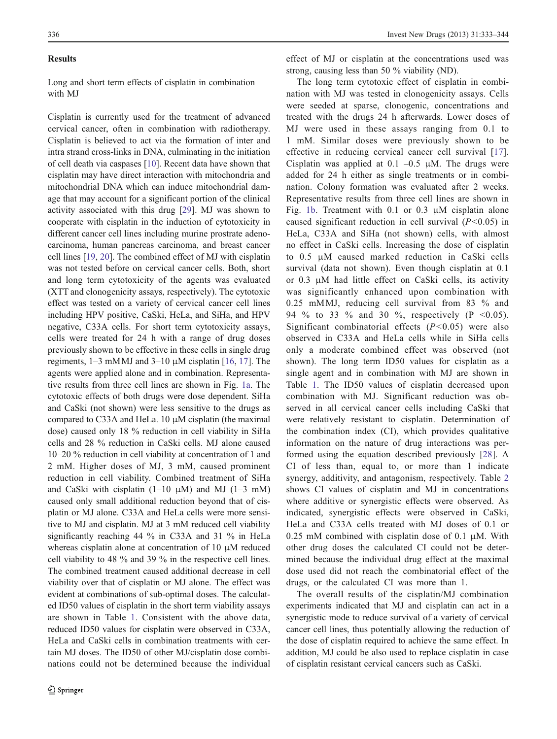## Results

### Long and short term effects of cisplatin in combination with MJ

Cisplatin is currently used for the treatment of advanced cervical cancer, often in combination with radiotherapy. Cisplatin is believed to act via the formation of inter and intra strand cross-links in DNA, culminating in the initiation of cell death via caspases [10]. Recent data have shown that cisplatin may have direct interaction with mitochondria and mitochondrial DNA which can induce mitochondrial damage that may account for a significant portion of the clinical activity associated with this drug [29]. MJ was shown to cooperate with cisplatin in the induction of cytotoxicity in different cancer cell lines including murine prostrate adenocarcinoma, human pancreas carcinoma, and breast cancer cell lines [19, 20]. The combined effect of MJ with cisplatin was not tested before on cervical cancer cells. Both, short and long term cytotoxicity of the agents was evaluated (XTT and clonogenicity assays, respectively). The cytotoxic effect was tested on a variety of cervical cancer cell lines including HPV positive, CaSki, HeLa, and SiHa, and HPV negative, C33A cells. For short term cytotoxicity assays, cells were treated for 24 h with a range of drug doses previously shown to be effective in these cells in single drug regiments, 1–3 mMMJ and 3–10 μM cisplatin [16, 17]. The agents were applied alone and in combination. Representative results from three cell lines are shown in Fig. 1a. The cytotoxic effects of both drugs were dose dependent. SiHa and CaSki (not shown) were less sensitive to the drugs as compared to C33A and HeLa. 10 μM cisplatin (the maximal dose) caused only 18 % reduction in cell viability in SiHa cells and 28 % reduction in CaSki cells. MJ alone caused 10–20 % reduction in cell viability at concentration of 1 and 2 mM. Higher doses of MJ, 3 mM, caused prominent reduction in cell viability. Combined treatment of SiHa and CaSki with cisplatin (1–10 μM) and MJ (1–3 mM) caused only small additional reduction beyond that of cisplatin or MJ alone. C33A and HeLa cells were more sensitive to MJ and cisplatin. MJ at 3 mM reduced cell viability significantly reaching 44 % in C33A and 31 % in HeLa whereas cisplatin alone at concentration of 10 μM reduced cell viability to 48 % and 39 % in the respective cell lines. The combined treatment caused additional decrease in cell viability over that of cisplatin or MJ alone. The effect was evident at combinations of sub-optimal doses. The calculated ID50 values of cisplatin in the short term viability assays are shown in Table 1. Consistent with the above data, reduced ID50 values for cisplatin were observed in C33A, HeLa and CaSki cells in combination treatments with certain MJ doses. The ID50 of other MJ/cisplatin dose combinations could not be determined because the individual effect of MJ or cisplatin at the concentrations used was strong, causing less than 50 % viability (ND).

The long term cytotoxic effect of cisplatin in combination with MJ was tested in clonogenicity assays. Cells were seeded at sparse, clonogenic, concentrations and treated with the drugs 24 h afterwards. Lower doses of MJ were used in these assays ranging from 0.1 to 1 mM. Similar doses were previously shown to be effective in reducing cervical cancer cell survival [17]. Cisplatin was applied at 0.1 –0.5 μM. The drugs were added for 24 h either as single treatments or in combination. Colony formation was evaluated after 2 weeks. Representative results from three cell lines are shown in Fig. 1b. Treatment with 0.1 or 0.3 μM cisplatin alone caused significant reduction in cell survival ($P<0.05$) in HeLa, C33A and SiHa (not shown) cells, with almost no effect in CaSki cells. Increasing the dose of cisplatin to 0.5 μM caused marked reduction in CaSki cells survival (data not shown). Even though cisplatin at 0.1 or 0.3 μM had little effect on CaSki cells, its activity was significantly enhanced upon combination with 0.25 mMMJ, reducing cell survival from 83 % and 94 % to 33 % and 30 %, respectively ($P<0.05$). Significant combinatorial effects ($P<0.05$) were also observed in C33A and HeLa cells while in SiHa cells only a moderate combined effect was observed (not shown). The long term ID50 values for cisplatin as a single agent and in combination with MJ are shown in Table 1. The ID50 values of cisplatin decreased upon combination with MJ. Significant reduction was observed in all cervical cancer cells including CaSki that were relatively resistant to cisplatin. Determination of the combination index (CI), which provides qualitative information on the nature of drug interactions was performed using the equation described previously [28]. A CI of less than, equal to, or more than 1 indicate synergy, additivity, and antagonism, respectively. Table 2 shows CI values of cisplatin and MJ in concentrations where additive or synergistic effects were observed. As indicated, synergistic effects were observed in CaSki, HeLa and C33A cells treated with MJ doses of 0.1 or 0.25 mM combined with cisplatin dose of 0.1 μM. With other drug doses the calculated CI could not be determined because the individual drug effect at the maximal dose used did not reach the combinatorial effect of the drugs, or the calculated CI was more than 1.

The overall results of the cisplatin/MJ combination experiments indicated that MJ and cisplatin can act in a synergistic mode to reduce survival of a variety of cervical cancer cell lines, thus potentially allowing the reduction of the dose of cisplatin required to achieve the same effect. In addition, MJ could be also used to replace cisplatin in case of cisplatin resistant cervical cancers such as CaSki.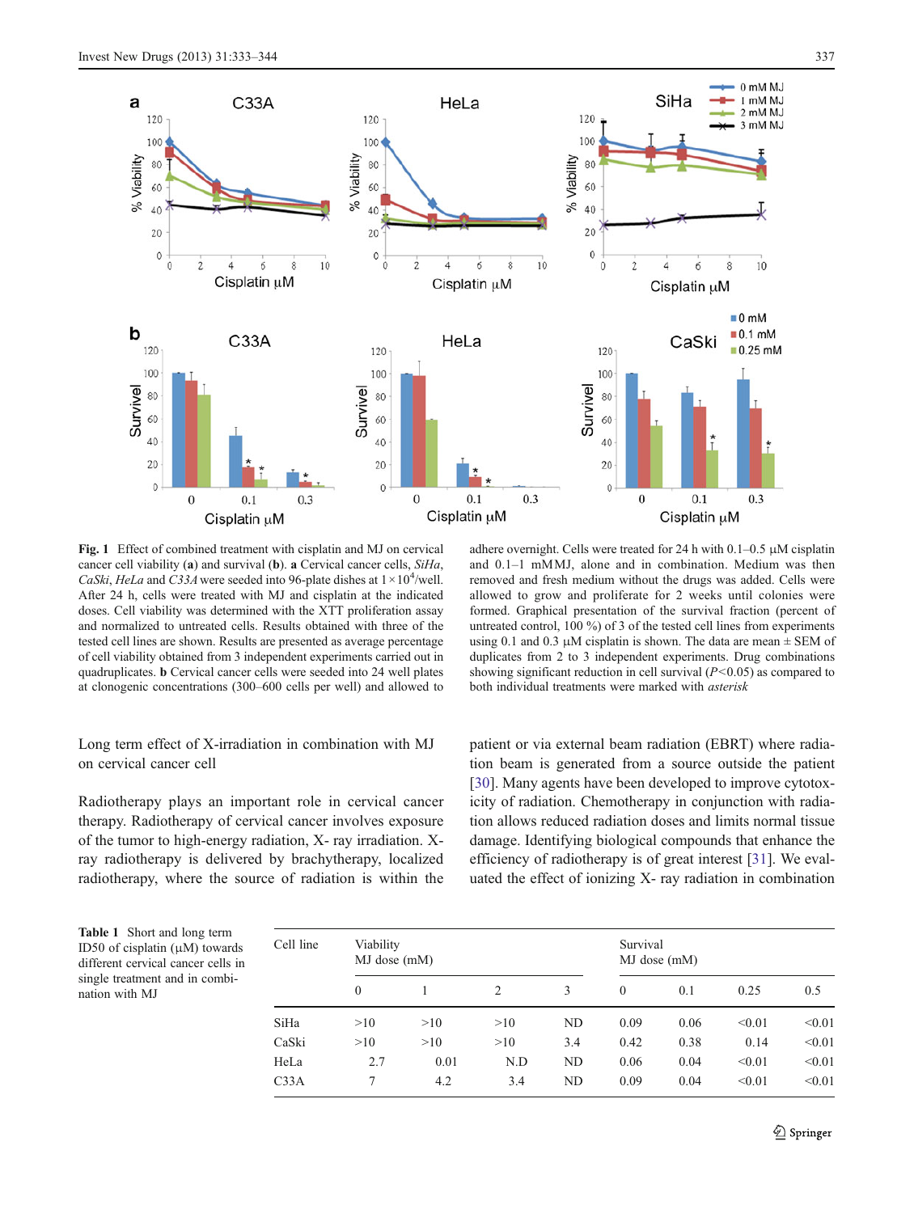**Fig. 1** Effect of combined treatment with cisplatin and MJ on cervical cancer cell viability (**a**) and survival (**b**). **a** Cervical cancer cells, *SiHa*, *CaSki*, *HeLa* and *C33A* were seeded into 96-plate dishes at $1\times10^4$/well. After 24 h, cells were treated with MJ and cisplatin at the indicated doses. Cell viability was determined with the XTT proliferation assay and normalized to untreated cells. Results obtained with three of the tested cell lines are shown. Results are presented as average percentage of cell viability obtained from 3 independent experiments carried out in quadruplicates. **b** Cervical cancer cells were seeded into 24 well plates at clonogenic concentrations (300–600 cells per well) and allowed to adhere overnight. Cells were treated for 24 h with 0.1–0.5 µM cisplatin and 0.1–1 mMMJ, alone and in combination. Medium was then removed and fresh medium without the drugs was added. Cells were allowed to grow and proliferate for 2 weeks until colonies were formed. Graphical presentation of the survival fraction (percent of untreated control, 100 %) of 3 of the tested cell lines from experiments using 0.1 and 0.3 µM cisplatin is shown. The data are mean ± SEM of duplicates from 2 to 3 independent experiments. Drug combinations showing significant reduction in cell survival ($P<0.05$) as compared to both individual treatments were marked with *asterisk*

## Long term effect of X-irradiation in combination with MJ on cervical cancer cell

Radiotherapy plays an important role in cervical cancer therapy. Radiotherapy of cervical cancer involves exposure of the tumor to high-energy radiation, X- ray irradiation. X-ray radiotherapy is delivered by brachytherapy, localized radiotherapy, where the source of radiation is within the patient or via external beam radiation (EBRT) where radiation beam is generated from a source outside the patient [30]. Many agents have been developed to improve cytotoxicity of radiation. Chemotherapy in conjunction with radiation allows reduced radiation doses and limits normal tissue damage. Identifying biological compounds that enhance the efficiency of radiotherapy is of great interest [31]. We evaluated the effect of ionizing X- ray radiation in combination

**Table 1** Short and long term ID50 of cisplatin (µM) towards different cervical cancer cells in single treatment and in combination with MJ

| Cell line | Viability MJ dose (mM) | | | | Survival MJ dose (mM) | | | |
|---|---|---|---|---|---|---|---|---|
| | 0 | 1 | 2 | 3 | 0 | 0.1 | 0.25 | 0.5 |
| SiHa | >10 | >10 | >10 | ND | 0.09 | 0.06 | <0.01 | <0.01 |
| CaSki | >10 | >10 | >10 | 3.4 | 0.42 | 0.38 | 0.14 | <0.01 |
| HeLa | 2.7 | 0.01 | N.D | ND | 0.06 | 0.04 | <0.01 | <0.01 |
| C33A | 7 | 4.2 | 3.4 | ND | 0.09 | 0.04 | <0.01 | <0.01 |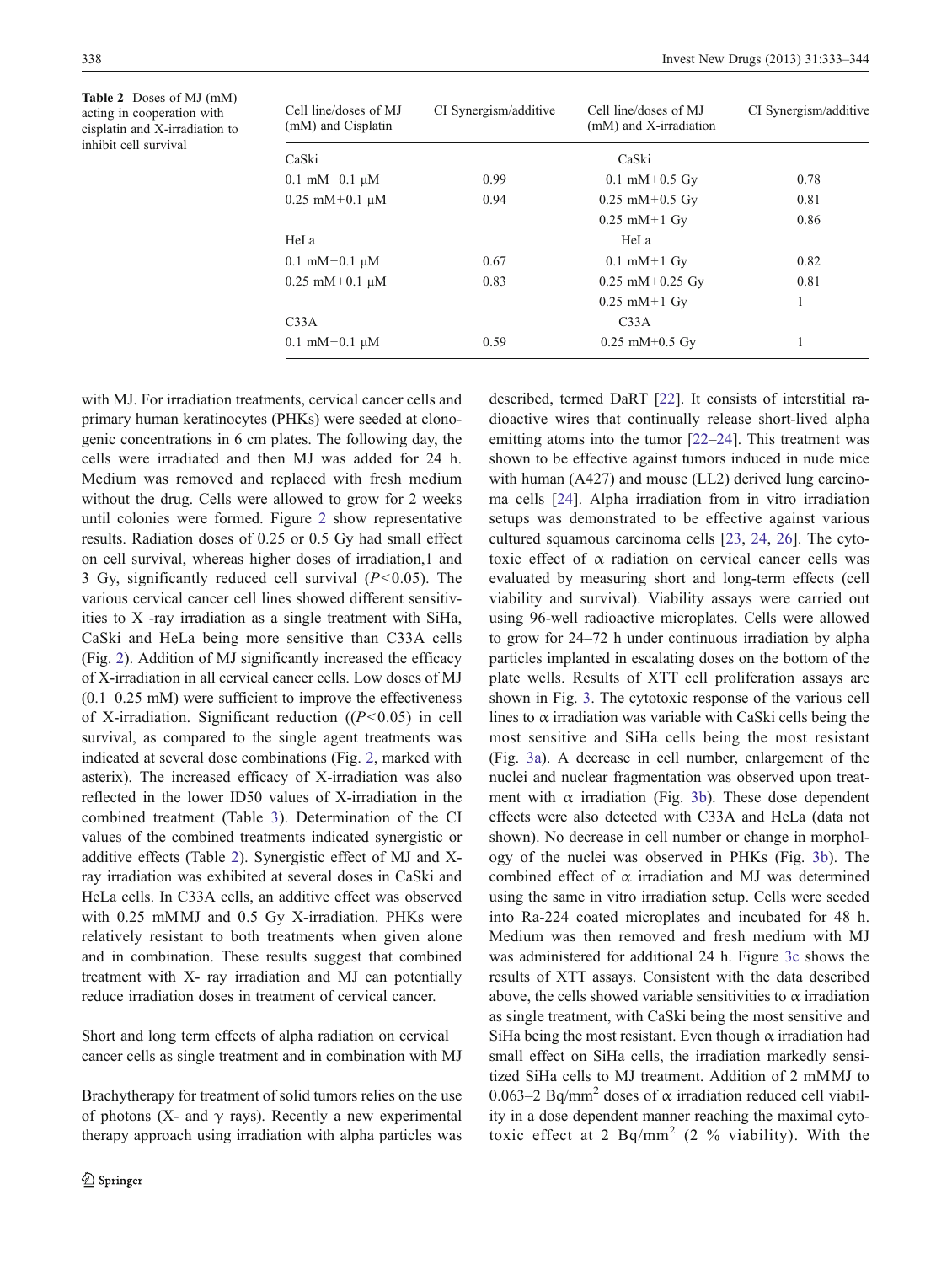**Table 2** Doses of MJ (mM) acting in cooperation with cisplatin and X-irradiation to inhibit cell survival

| Cell line/doses of MJ (mM) and Cisplatin | CI Synergism/additive | Cell line/doses of MJ (mM) and X-irradiation | CI Synergism/additive |
|---|---|---|---|
| CaSki | | CaSki | |
| 0.1 mM+0.1 μM | 0.99 | 0.1 mM+0.5 Gy | 0.78 |
| 0.25 mM+0.1 μM | 0.94 | 0.25 mM+0.5 Gy | 0.81 |
| | | 0.25 mM+1 Gy | 0.86 |
| HeLa | | HeLa | |
| 0.1 mM+0.1 μM | 0.67 | 0.1 mM+1 Gy | 0.82 |
| 0.25 mM+0.1 μM | 0.83 | 0.25 mM+0.25 Gy | 0.81 |
| | | 0.25 mM+1 Gy | 1 |
| C33A | | C33A | |
| 0.1 mM+0.1 μM | 0.59 | 0.25 mM+0.5 Gy | 1 |

with MJ. For irradiation treatments, cervical cancer cells and primary human keratinocytes (PHKs) were seeded at clonogenic concentrations in 6 cm plates. The following day, the cells were irradiated and then MJ was added for 24 h. Medium was removed and replaced with fresh medium without the drug. Cells were allowed to grow for 2 weeks until colonies were formed. Figure 2 show representative results. Radiation doses of 0.25 or 0.5 Gy had small effect on cell survival, whereas higher doses of irradiation,1 and 3 Gy, significantly reduced cell survival ($P<0.05$). The various cervical cancer cell lines showed different sensitivities to X -ray irradiation as a single treatment with SiHa, CaSki and HeLa being more sensitive than C33A cells (Fig. 2). Addition of MJ significantly increased the efficacy of X-irradiation in all cervical cancer cells. Low doses of MJ (0.1–0.25 mM) were sufficient to improve the effectiveness of X-irradiation. Significant reduction (($P<0.05$) in cell survival, as compared to the single agent treatments was indicated at several dose combinations (Fig. 2, marked with asterix). The increased efficacy of X-irradiation was also reflected in the lower ID50 values of X-irradiation in the combined treatment (Table 3). Determination of the CI values of the combined treatments indicated synergistic or additive effects (Table 2). Synergistic effect of MJ and X-ray irradiation was exhibited at several doses in CaSki and HeLa cells. In C33A cells, an additive effect was observed with 0.25 mMMJ and 0.5 Gy X-irradiation. PHKs were relatively resistant to both treatments when given alone and in combination. These results suggest that combined treatment with X- ray irradiation and MJ can potentially reduce irradiation doses in treatment of cervical cancer.

### Short and long term effects of alpha radiation on cervical cancer cells as single treatment and in combination with MJ

Brachytherapy for treatment of solid tumors relies on the use of photons (X- and γ rays). Recently a new experimental therapy approach using irradiation with alpha particles was described, termed DaRT [22]. It consists of interstitial radioactive wires that continually release short-lived alpha emitting atoms into the tumor [22–24]. This treatment was shown to be effective against tumors induced in nude mice with human (A427) and mouse (LL2) derived lung carcinoma cells [24]. Alpha irradiation from in vitro irradiation setups was demonstrated to be effective against various cultured squamous carcinoma cells [23, 24, 26]. The cytotoxic effect of α radiation on cervical cancer cells was evaluated by measuring short and long-term effects (cell viability and survival). Viability assays were carried out using 96-well radioactive microplates. Cells were allowed to grow for 24–72 h under continuous irradiation by alpha particles implanted in escalating doses on the bottom of the plate wells. Results of XTT cell proliferation assays are shown in Fig. 3. The cytotoxic response of the various cell lines to α irradiation was variable with CaSki cells being the most sensitive and SiHa cells being the most resistant (Fig. 3a). A decrease in cell number, enlargement of the nuclei and nuclear fragmentation was observed upon treatment with α irradiation (Fig. 3b). These dose dependent effects were also detected with C33A and HeLa (data not shown). No decrease in cell number or change in morphology of the nuclei was observed in PHKs (Fig. 3b). The combined effect of α irradiation and MJ was determined using the same in vitro irradiation setup. Cells were seeded into Ra-224 coated microplates and incubated for 48 h. Medium was then removed and fresh medium with MJ was administered for additional 24 h. Figure 3c shows the results of XTT assays. Consistent with the data described above, the cells showed variable sensitivities to α irradiation as single treatment, with CaSki being the most sensitive and SiHa being the most resistant. Even though α irradiation had small effect on SiHa cells, the irradiation markedly sensitized SiHa cells to MJ treatment. Addition of 2 mMMJ to 0.063–2 $Bq/mm^2$ doses of α irradiation reduced cell viability in a dose dependent manner reaching the maximal cytotoxic effect at 2 $Bq/mm^2$ (2 % viability). With the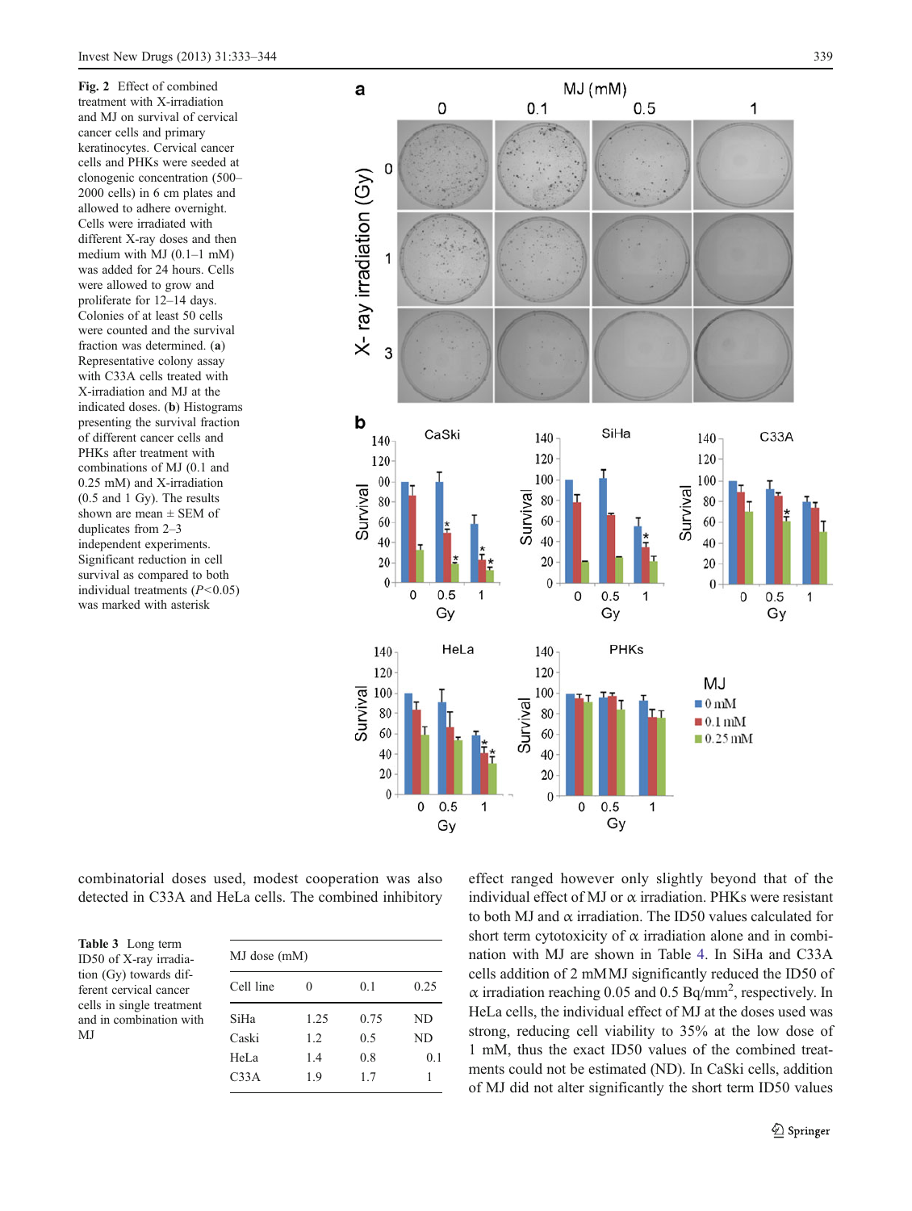**Fig. 2** Effect of combined treatment with X-irradiation and MJ on survival of cervical cancer cells and primary keratinocytes. Cervical cancer cells and PHKs were seeded at clonogenic concentration (500–2000 cells) in 6 cm plates and allowed to adhere overnight. Cells were irradiated with different X-ray doses and then medium with MJ (0.1–1 mM) was added for 24 hours. Cells were allowed to grow and proliferate for 12–14 days. Colonies of at least 50 cells were counted and the survival fraction was determined. (**a**) Representative colony assay with C33A cells treated with X-irradiation and MJ at the indicated doses. (**b**) Histograms presenting the survival fraction of different cancer cells and PHKs after treatment with combinations of MJ (0.1 and 0.25 mM) and X-irradiation (0.5 and 1 Gy). The results shown are mean ± SEM of duplicates from 2–3 independent experiments. Significant reduction in cell survival as compared to both individual treatments ($P<0.05$) was marked with asterisk

combinatorial doses used, modest cooperation was also detected in C33A and HeLa cells. The combined inhibitory effect ranged however only slightly beyond that of the individual effect of MJ or α irradiation. PHKs were resistant to both MJ and α irradiation. The ID50 values calculated for short term cytotoxicity of α irradiation alone and in combination with MJ are shown in Table 4. In SiHa and C33A cells addition of 2 mM MJ significantly reduced the ID50 of α irradiation reaching 0.05 and 0.5 Bq/mm$^2$, respectively. In HeLa cells, the individual effect of MJ at the doses used was strong, reducing cell viability to 35% at the low dose of 1 mM, thus the exact ID50 values of the combined treatments could not be estimated (ND). In CaSki cells, addition of MJ did not alter significantly the short term ID50 values

**Table 3** Long term ID50 of X-ray irradiation (Gy) towards different cervical cancer cells in single treatment and in combination with MJ

| | MJ dose (mM) | | |
|---|---|---|---|
| Cell line | 0 | 0.1 | 0.25 |
| SiHa | 1.25 | 0.75 | ND |
| Caski | 1.2 | 0.5 | ND |
| HeLa | 1.4 | 0.8 | 0.1 |
| C33A | 1.9 | 1.7 | 1 |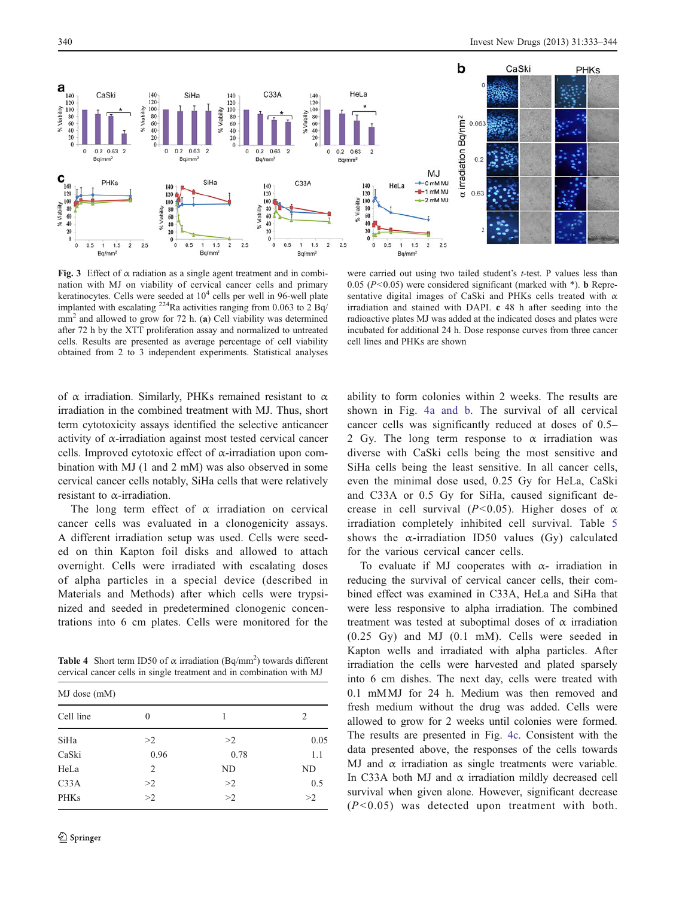**Fig. 3** Effect of α radiation as a single agent treatment and in combination with MJ on viability of cervical cancer cells and primary keratinocytes. Cells were seeded at $10^4$ cells per well in 96-well plate implanted with escalating $^{224}$Ra activities ranging from 0.063 to 2 Bq/mm$^2$ and allowed to grow for 72 h. (**a**) Cell viability was determined after 72 h by the XTT proliferation assay and normalized to untreated cells. Results are presented as average percentage of cell viability obtained from 2 to 3 independent experiments. Statistical analyses were carried out using two tailed student's *t*-test. P values less than 0.05 ($P<0.05$) were considered significant (marked with *). **b** Representative digital images of CaSki and PHKs cells treated with α irradiation and stained with DAPI. **c** 48 h after seeding into the radioactive plates MJ was added at the indicated doses and plates were incubated for additional 24 h. Dose response curves from three cancer cell lines and PHKs are shown

of α irradiation. Similarly, PHKs remained resistant to α irradiation in the combined treatment with MJ. Thus, short term cytotoxicity assays identified the selective anticancer activity of α-irradiation against most tested cervical cancer cells. Improved cytotoxic effect of α-irradiation upon combination with MJ (1 and 2 mM) was also observed in some cervical cancer cells notably, SiHa cells that were relatively resistant to α-irradiation.

The long term effect of α irradiation on cervical cancer cells was evaluated in a clonogenicity assays. A different irradiation setup was used. Cells were seeded on thin Kapton foil disks and allowed to attach overnight. Cells were irradiated with escalating doses of alpha particles in a special device (described in Materials and Methods) after which cells were trypsinized and seeded in predetermined clonogenic concentrations into 6 cm plates. Cells were monitored for the ability to form colonies within 2 weeks. The results are shown in Fig. 4a and b. The survival of all cervical cancer cells was significantly reduced at doses of 0.5–2 Gy. The long term response to α irradiation was diverse with CaSki cells being the most sensitive and SiHa cells being the least sensitive. In all cancer cells, even the minimal dose used, 0.25 Gy for HeLa, CaSki and C33A or 0.5 Gy for SiHa, caused significant decrease in cell survival ($P<0.05$). Higher doses of α irradiation completely inhibited cell survival. Table 5 shows the α-irradiation ID50 values (Gy) calculated for the various cervical cancer cells.

**Table 4** Short term ID50 of α irradiation (Bq/mm$^2$) towards different cervical cancer cells in single treatment and in combination with MJ

| MJ dose (mM) | | | |
|---|---|---|---|
| Cell line | 0 | 1 | 2 |
| SiHa | >2 | >2 | 0.05 |
| CaSki | 0.96 | 0.78 | 1.1 |
| HeLa | 2 | ND | ND |
| C33A | >2 | >2 | 0.5 |
| PHKs | >2 | >2 | >2 |

To evaluate if MJ cooperates with α- irradiation in reducing the survival of cervical cancer cells, their combined effect was examined in C33A, HeLa and SiHa that were less responsive to alpha irradiation. The combined treatment was tested at suboptimal doses of α irradiation (0.25 Gy) and MJ (0.1 mM). Cells were seeded in Kapton wells and irradiated with alpha particles. After irradiation the cells were harvested and plated sparsely into 6 cm dishes. The next day, cells were treated with 0.1 mMMJ for 24 h. Medium was then removed and fresh medium without the drug was added. Cells were allowed to grow for 2 weeks until colonies were formed. The results are presented in Fig. 4c. Consistent with the data presented above, the responses of the cells towards MJ and α irradiation as single treatments were variable. In C33A both MJ and α irradiation mildly decreased cell survival when given alone. However, significant decrease ($P<0.05$) was detected upon treatment with both.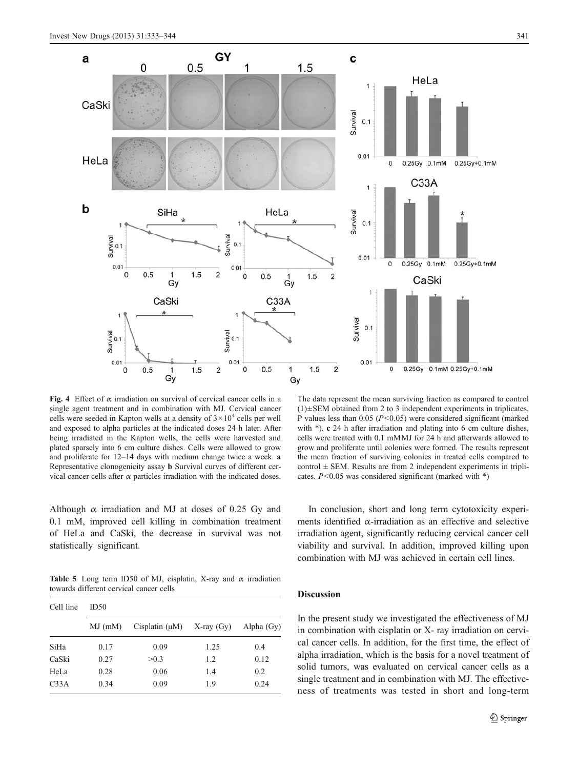Fig. 4 Effect of α irradiation on survival of cervical cancer cells in a single agent treatment and in combination with MJ. Cervical cancer cells were seeded in Kapton wells at a density of $3 \times 10^4$ cells per well and exposed to alpha particles at the indicated doses 24 h later. After being irradiated in the Kapton wells, the cells were harvested and plated sparsely into 6 cm culture dishes. Cells were allowed to grow and proliferate for 12–14 days with medium change twice a week. **a** Representative clonogenicity assay **b** Survival curves of different cervical cancer cells after α particles irradiation with the indicated doses. The data represent the mean surviving fraction as compared to control (1)±SEM obtained from 2 to 3 independent experiments in triplicates. P values less than 0.05 ($P<0.05$) were considered significant (marked with *). **c** 24 h after irradiation and plating into 6 cm culture dishes, cells were treated with 0.1 mMMJ for 24 h and afterwards allowed to grow and proliferate until colonies were formed. The results represent the mean fraction of surviving colonies in treated cells compared to control ± SEM. Results are from 2 independent experiments in triplicates. $P<0.05$ was considered significant (marked with *)

Although α irradiation and MJ at doses of 0.25 Gy and 0.1 mM, improved cell killing in combination treatment of HeLa and CaSki, the decrease in survival was not statistically significant.

**Table 5** Long term ID50 of MJ, cisplatin, X-ray and α irradiation towards different cervical cancer cells

| Cell line | ID50 | | | |
|---|---|---|---|---|
| | MJ (mM) | Cisplatin (μM) | X-ray (Gy) | Alpha (Gy) |
| SiHa | 0.17 | 0.09 | 1.25 | 0.4 |
| CaSki | 0.27 | >0.3 | 1.2 | 0.12 |
| HeLa | 0.28 | 0.06 | 1.4 | 0.2 |
| C33A | 0.34 | 0.09 | 1.9 | 0.24 |

In conclusion, short and long term cytotoxicity experiments identified α-irradiation as an effective and selective irradiation agent, significantly reducing cervical cancer cell viability and survival. In addition, improved killing upon combination with MJ was achieved in certain cell lines.

## Discussion

In the present study we investigated the effectiveness of MJ in combination with cisplatin or X- ray irradiation on cervical cancer cells. In addition, for the first time, the effect of alpha irradiation, which is the basis for a novel treatment of solid tumors, was evaluated on cervical cancer cells as a single treatment and in combination with MJ. The effectiveness of treatments was tested in short and long-term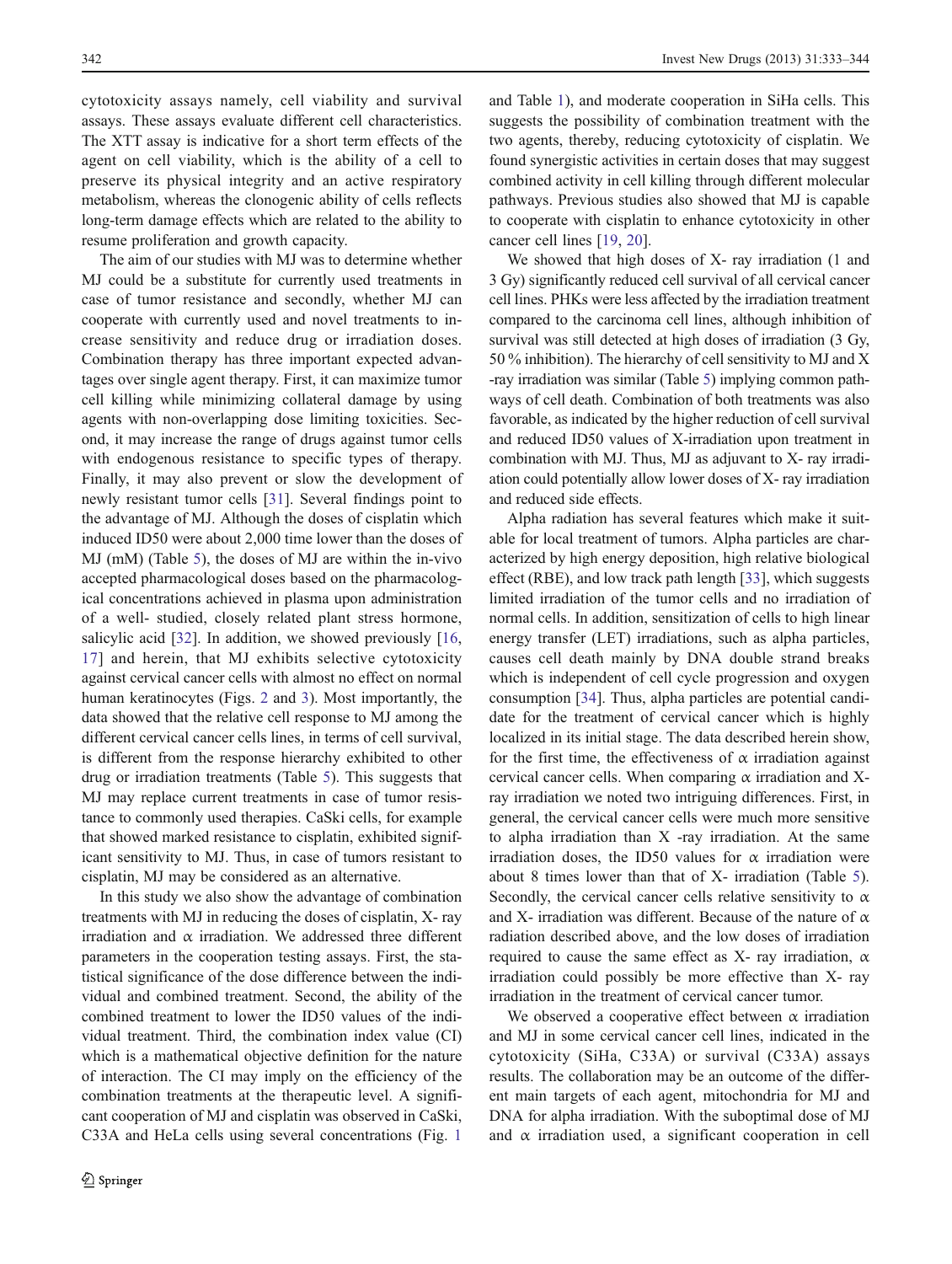cytotoxicity assays namely, cell viability and survival assays. These assays evaluate different cell characteristics. The XTT assay is indicative for a short term effects of the agent on cell viability, which is the ability of a cell to preserve its physical integrity and an active respiratory metabolism, whereas the clonogenic ability of cells reflects long-term damage effects which are related to the ability to resume proliferation and growth capacity.

The aim of our studies with MJ was to determine whether MJ could be a substitute for currently used treatments in case of tumor resistance and secondly, whether MJ can cooperate with currently used and novel treatments to increase sensitivity and reduce drug or irradiation doses. Combination therapy has three important expected advantages over single agent therapy. First, it can maximize tumor cell killing while minimizing collateral damage by using agents with non-overlapping dose limiting toxicities. Second, it may increase the range of drugs against tumor cells with endogenous resistance to specific types of therapy. Finally, it may also prevent or slow the development of newly resistant tumor cells [31]. Several findings point to the advantage of MJ. Although the doses of cisplatin which induced ID50 were about 2,000 time lower than the doses of MJ (mM) (Table 5), the doses of MJ are within the in-vivo accepted pharmacological doses based on the pharmacological concentrations achieved in plasma upon administration of a well- studied, closely related plant stress hormone, salicylic acid [32]. In addition, we showed previously [16, 17] and herein, that MJ exhibits selective cytotoxicity against cervical cancer cells with almost no effect on normal human keratinocytes (Figs. 2 and 3). Most importantly, the data showed that the relative cell response to MJ among the different cervical cancer cells lines, in terms of cell survival, is different from the response hierarchy exhibited to other drug or irradiation treatments (Table 5). This suggests that MJ may replace current treatments in case of tumor resistance to commonly used therapies. CaSki cells, for example that showed marked resistance to cisplatin, exhibited significant sensitivity to MJ. Thus, in case of tumors resistant to cisplatin, MJ may be considered as an alternative.

In this study we also show the advantage of combination treatments with MJ in reducing the doses of cisplatin, X- ray irradiation and α irradiation. We addressed three different parameters in the cooperation testing assays. First, the statistical significance of the dose difference between the individual and combined treatment. Second, the ability of the combined treatment to lower the ID50 values of the individual treatment. Third, the combination index value (CI) which is a mathematical objective definition for the nature of interaction. The CI may imply on the efficiency of the combination treatments at the therapeutic level. A significant cooperation of MJ and cisplatin was observed in CaSki, C33A and HeLa cells using several concentrations (Fig. 1 and Table 1), and moderate cooperation in SiHa cells. This suggests the possibility of combination treatment with the two agents, thereby, reducing cytotoxicity of cisplatin. We found synergistic activities in certain doses that may suggest combined activity in cell killing through different molecular pathways. Previous studies also showed that MJ is capable to cooperate with cisplatin to enhance cytotoxicity in other cancer cell lines [19, 20].

We showed that high doses of X- ray irradiation (1 and 3 Gy) significantly reduced cell survival of all cervical cancer cell lines. PHKs were less affected by the irradiation treatment compared to the carcinoma cell lines, although inhibition of survival was still detected at high doses of irradiation (3 Gy, 50 % inhibition). The hierarchy of cell sensitivity to MJ and X -ray irradiation was similar (Table 5) implying common pathways of cell death. Combination of both treatments was also favorable, as indicated by the higher reduction of cell survival and reduced ID50 values of X-irradiation upon treatment in combination with MJ. Thus, MJ as adjuvant to X- ray irradiation could potentially allow lower doses of X- ray irradiation and reduced side effects.

Alpha radiation has several features which make it suitable for local treatment of tumors. Alpha particles are characterized by high energy deposition, high relative biological effect (RBE), and low track path length [33], which suggests limited irradiation of the tumor cells and no irradiation of normal cells. In addition, sensitization of cells to high linear energy transfer (LET) irradiations, such as alpha particles, causes cell death mainly by DNA double strand breaks which is independent of cell cycle progression and oxygen consumption [34]. Thus, alpha particles are potential candidate for the treatment of cervical cancer which is highly localized in its initial stage. The data described herein show, for the first time, the effectiveness of α irradiation against cervical cancer cells. When comparing α irradiation and X-ray irradiation we noted two intriguing differences. First, in general, the cervical cancer cells were much more sensitive to alpha irradiation than X -ray irradiation. At the same irradiation doses, the ID50 values for α irradiation were about 8 times lower than that of X- irradiation (Table 5). Secondly, the cervical cancer cells relative sensitivity to α and X- irradiation was different. Because of the nature of α radiation described above, and the low doses of irradiation required to cause the same effect as X- ray irradiation, α irradiation could possibly be more effective than X- ray irradiation in the treatment of cervical cancer tumor.

We observed a cooperative effect between α irradiation and MJ in some cervical cancer cell lines, indicated in the cytotoxicity (SiHa, C33A) or survival (C33A) assays results. The collaboration may be an outcome of the different main targets of each agent, mitochondria for MJ and DNA for alpha irradiation. With the suboptimal dose of MJ and α irradiation used, a significant cooperation in cell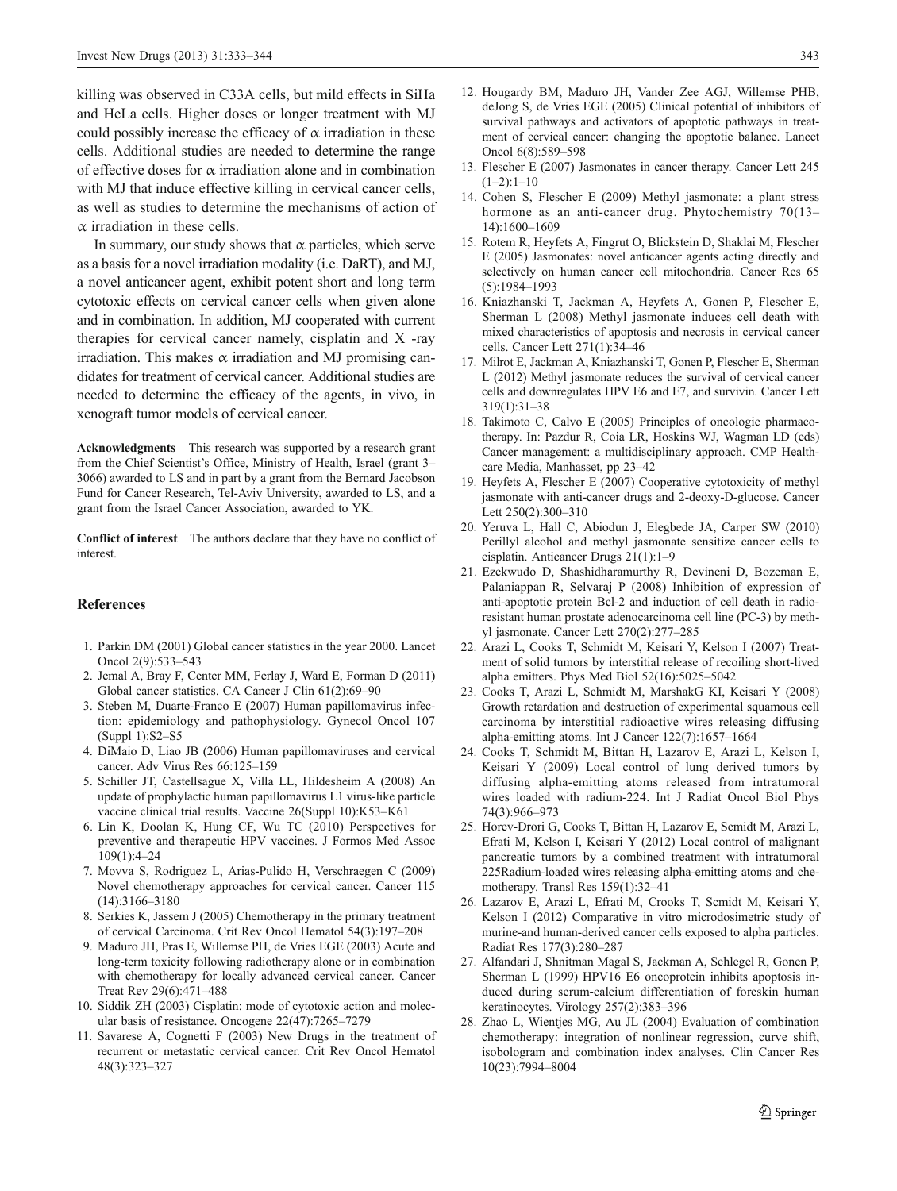killing was observed in C33A cells, but mild effects in SiHa and HeLa cells. Higher doses or longer treatment with MJ could possibly increase the efficacy of α irradiation in these cells. Additional studies are needed to determine the range of effective doses for α irradiation alone and in combination with MJ that induce effective killing in cervical cancer cells, as well as studies to determine the mechanisms of action of α irradiation in these cells.

In summary, our study shows that α particles, which serve as a basis for a novel irradiation modality (i.e. DaRT), and MJ, a novel anticancer agent, exhibit potent short and long term cytotoxic effects on cervical cancer cells when given alone and in combination. In addition, MJ cooperated with current therapies for cervical cancer namely, cisplatin and X -ray irradiation. This makes α irradiation and MJ promising candidates for treatment of cervical cancer. Additional studies are needed to determine the efficacy of the agents, in vivo, in xenograft tumor models of cervical cancer.

**Acknowledgments** This research was supported by a research grant from the Chief Scientist's Office, Ministry of Health, Israel (grant 3–3066) awarded to LS and in part by a grant from the Bernard Jacobson Fund for Cancer Research, Tel-Aviv University, awarded to LS, and a grant from the Israel Cancer Association, awarded to YK.

**Conflict of interest** The authors declare that they have no conflict of interest.

## References

1. Parkin DM (2001) Global cancer statistics in the year 2000. Lancet Oncol 2(9):533–543
2. Jemal A, Bray F, Center MM, Ferlay J, Ward E, Forman D (2011) Global cancer statistics. CA Cancer J Clin 61(2):69–90
3. Steben M, Duarte-Franco E (2007) Human papillomavirus infection: epidemiology and pathophysiology. Gynecol Oncol 107 (Suppl 1):S2–S5
4. DiMaio D, Liao JB (2006) Human papillomaviruses and cervical cancer. Adv Virus Res 66:125–159
5. Schiller JT, Castellsague X, Villa LL, Hildesheim A (2008) An update of prophylactic human papillomavirus L1 virus-like particle vaccine clinical trial results. Vaccine 26(Suppl 10):K53–K61
6. Lin K, Doolan K, Hung CF, Wu TC (2010) Perspectives for preventive and therapeutic HPV vaccines. J Formos Med Assoc 109(1):4–24
7. Movva S, Rodriguez L, Arias-Pulido H, Verschraegen C (2009) Novel chemotherapy approaches for cervical cancer. Cancer 115 (14):3166–3180
8. Serkies K, Jassem J (2005) Chemotherapy in the primary treatment of cervical Carcinoma. Crit Rev Oncol Hematol 54(3):197–208
9. Maduro JH, Pras E, Willemse PH, de Vries EGE (2003) Acute and long-term toxicity following radiotherapy alone or in combination with chemotherapy for locally advanced cervical cancer. Cancer Treat Rev 29(6):471–488
10. Siddik ZH (2003) Cisplatin: mode of cytotoxic action and molecular basis of resistance. Oncogene 22(47):7265–7279
11. Savarese A, Cognetti F (2003) New Drugs in the treatment of recurrent or metastatic cervical cancer. Crit Rev Oncol Hematol 48(3):323–327
12. Hougardy BM, Maduro JH, Vander Zee AGJ, Willemse PHB, deJong S, de Vries EGE (2005) Clinical potential of inhibitors of survival pathways and activators of apoptotic pathways in treatment of cervical cancer: changing the apoptotic balance. Lancet Oncol 6(8):589–598
13. Flescher E (2007) Jasmonates in cancer therapy. Cancer Lett 245 (1–2):1–10
14. Cohen S, Flescher E (2009) Methyl jasmonate: a plant stress hormone as an anti-cancer drug. Phytochemistry 70(13–14):1600–1609
15. Rotem R, Heyfets A, Fingrut O, Blickstein D, Shaklai M, Flescher E (2005) Jasmonates: novel anticancer agents acting directly and selectively on human cancer cell mitochondria. Cancer Res 65 (5):1984–1993
16. Kniazhanski T, Jackman A, Heyfets A, Gonen P, Flescher E, Sherman L (2008) Methyl jasmonate induces cell death with mixed characteristics of apoptosis and necrosis in cervical cancer cells. Cancer Lett 271(1):34–46
17. Milrot E, Jackman A, Kniazhanski T, Gonen P, Flescher E, Sherman L (2012) Methyl jasmonate reduces the survival of cervical cancer cells and downregulates HPV E6 and E7, and survivin. Cancer Lett 319(1):31–38
18. Takimoto C, Calvo E (2005) Principles of oncologic pharmacotherapy. In: Pazdur R, Coia LR, Hoskins WJ, Wagman LD (eds) Cancer management: a multidisciplinary approach. CMP Healthcare Media, Manhasset, pp 23–42
19. Heyfets A, Flescher E (2007) Cooperative cytotoxicity of methyl jasmonate with anti-cancer drugs and 2-deoxy-D-glucose. Cancer Lett 250(2):300–310
20. Yeruva L, Hall C, Abiodun J, Elegbede JA, Carper SW (2010) Perillyl alcohol and methyl jasmonate sensitize cancer cells to cisplatin. Anticancer Drugs 21(1):1–9
21. Ezekwudo D, Shashidharamurthy R, Devineni D, Bozeman E, Palaniappan R, Selvaraj P (2008) Inhibition of expression of anti-apoptotic protein Bcl-2 and induction of cell death in radioresistant human prostate adenocarcinoma cell line (PC-3) by methyl jasmonate. Cancer Lett 270(2):277–285
22. Arazi L, Cooks T, Schmidt M, Keisari Y, Kelson I (2007) Treatment of solid tumors by interstitial release of recoiling short-lived alpha emitters. Phys Med Biol 52(16):5025–5042
23. Cooks T, Arazi L, Schmidt M, MarshakG KI, Keisari Y (2008) Growth retardation and destruction of experimental squamous cell carcinoma by interstitial radioactive wires releasing diffusing alpha-emitting atoms. Int J Cancer 122(7):1657–1664
24. Cooks T, Schmidt M, Bittan H, Lazarov E, Arazi L, Kelson I, Keisari Y (2009) Local control of lung derived tumors by diffusing alpha-emitting atoms released from intratumoral wires loaded with radium-224. Int J Radiat Oncol Biol Phys 74(3):966–973
25. Horev-Drori G, Cooks T, Bittan H, Lazarov E, Scmidt M, Arazi L, Efrati M, Kelson I, Keisari Y (2012) Local control of malignant pancreatic tumors by a combined treatment with intratumoral 225Radium-loaded wires releasing alpha-emitting atoms and chemotherapy. Transl Res 159(1):32–41
26. Lazarov E, Arazi L, Efrati M, Crooks T, Scmidt M, Keisari Y, Kelson I (2012) Comparative in vitro microdosimetric study of murine-and human-derived cancer cells exposed to alpha particles. Radiat Res 177(3):280–287
27. Alfandari J, Shnitman Magal S, Jackman A, Schlegel R, Gonen P, Sherman L (1999) HPV16 E6 oncoprotein inhibits apoptosis induced during serum-calcium differentiation of foreskin human keratinocytes. Virology 257(2):383–396
28. Zhao L, Wientjes MG, Au JL (2004) Evaluation of combination chemotherapy: integration of nonlinear regression, curve shift, isobologram and combination index analyses. Clin Cancer Res 10(23):7994–8004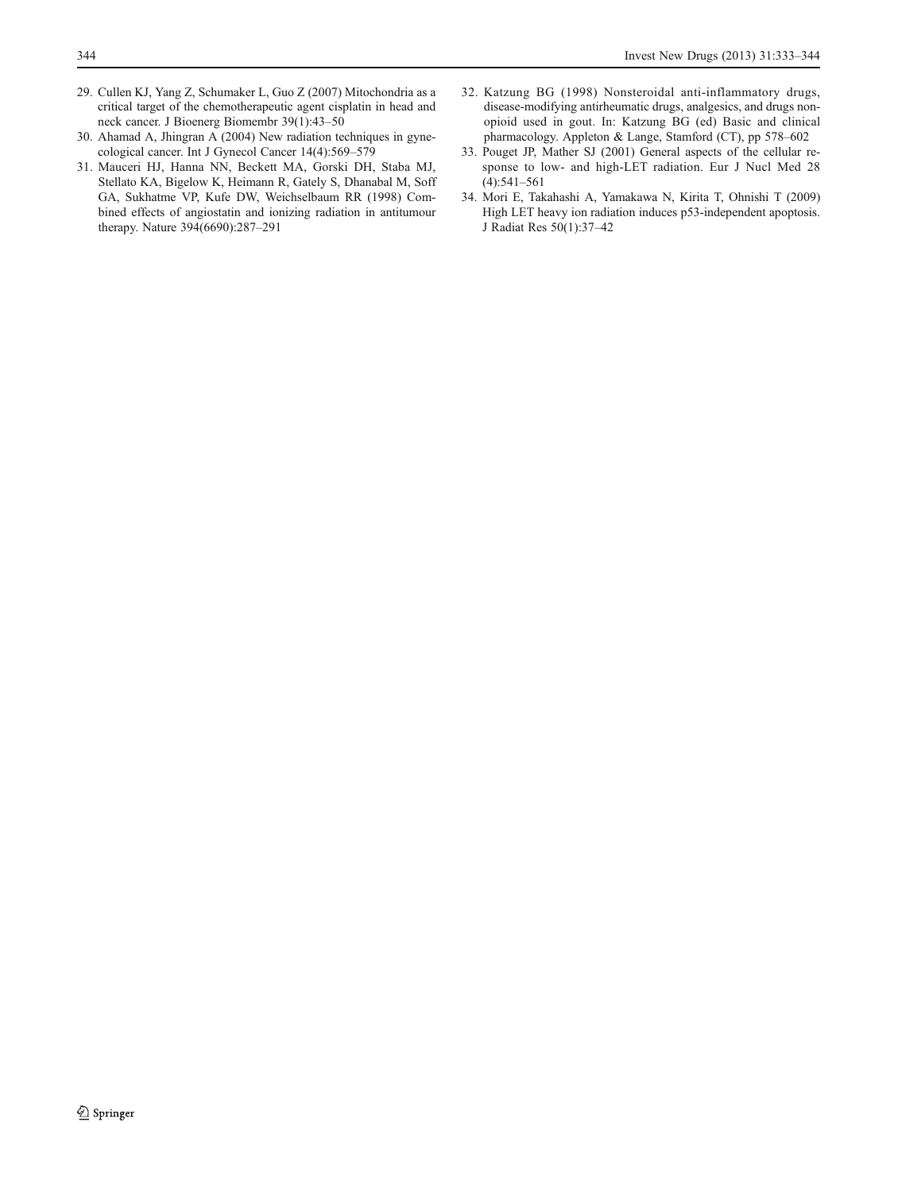29. Cullen KJ, Yang Z, Schumaker L, Guo Z (2007) Mitochondria as a critical target of the chemotherapeutic agent cisplatin in head and neck cancer. J Bioenerg Biomembr 39(1):43–50
30. Ahamad A, Jhingran A (2004) New radiation techniques in gynecological cancer. Int J Gynecol Cancer 14(4):569–579
31. Mauceri HJ, Hanna NN, Beckett MA, Gorski DH, Staba MJ, Stellato KA, Bigelow K, Heimann R, Gately S, Dhanabal M, Soff GA, Sukhatme VP, Kufe DW, Weichselbaum RR (1998) Combined effects of angiostatin and ionizing radiation in antitumour therapy. Nature 394(6690):287–291
32. Katzung BG (1998) Nonsteroidal anti-inflammatory drugs, disease-modifying antirheumatic drugs, analgesics, and drugs non-opioid used in gout. In: Katzung BG (ed) Basic and clinical pharmacology. Appleton & Lange, Stamford (CT), pp 578–602
33. Pouget JP, Mather SJ (2001) General aspects of the cellular response to low- and high-LET radiation. Eur J Nucl Med 28 (4):541–561
34. Mori E, Takahashi A, Yamakawa N, Kirita T, Ohnishi T (2009) High LET heavy ion radiation induces p53-independent apoptosis. J Radiat Res 50(1):37–42